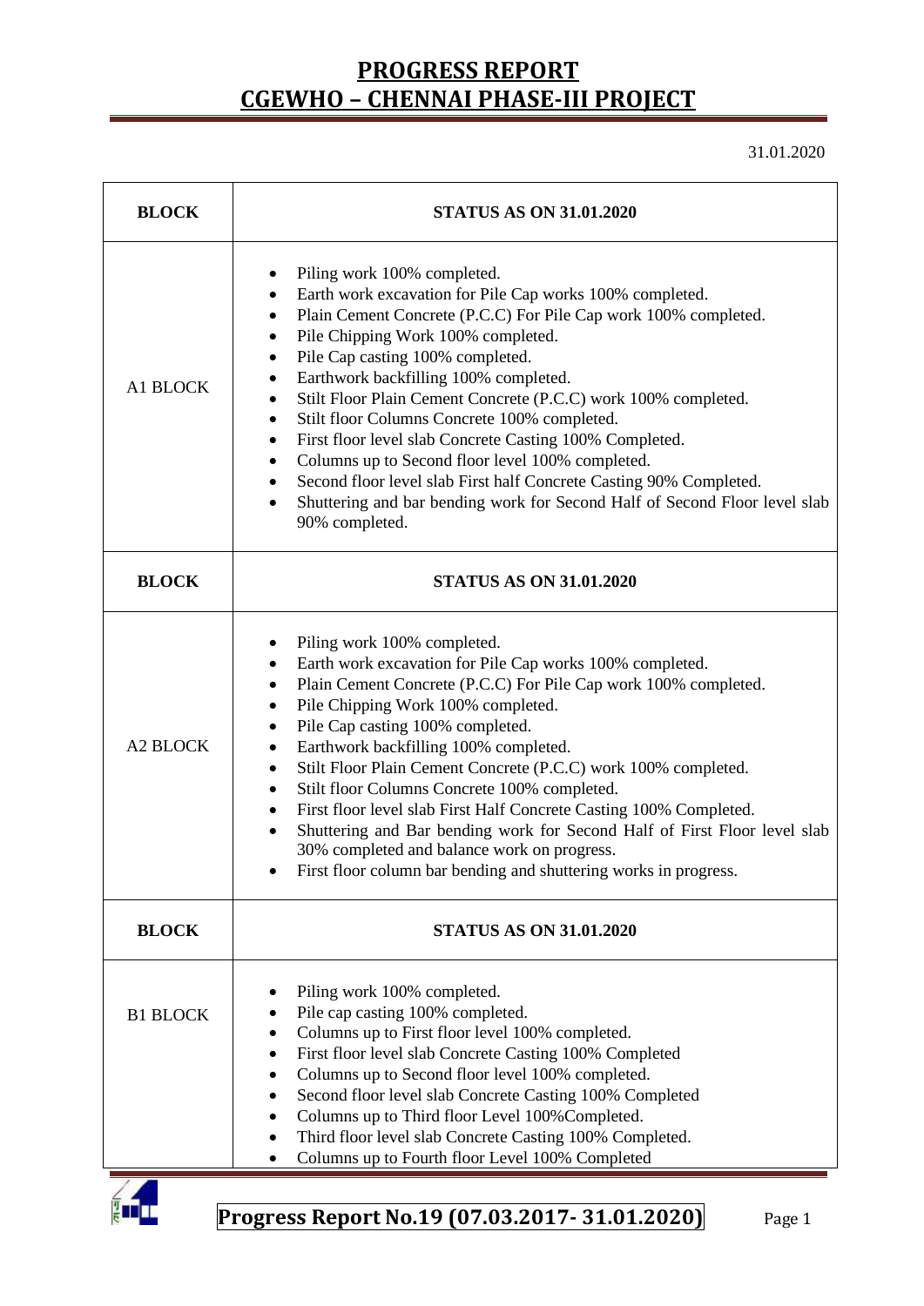# PROGRESS REPORT
# CGEWHO – CHENNAI PHASE-III PROJECT

31.01.2020

| BLOCK | STATUS AS ON 31.01.2020 |
|---|---|
| A1 BLOCK | • Piling work 100% completed.<br>• Earth work excavation for Pile Cap works 100% completed.<br>• Plain Cement Concrete (P.C.C) For Pile Cap work 100% completed.<br>• Pile Chipping Work 100% completed.<br>• Pile Cap casting 100% completed.<br>• Earthwork backfilling 100% completed.<br>• Stilt Floor Plain Cement Concrete (P.C.C) work 100% completed.<br>• Stilt floor Columns Concrete 100% completed.<br>• First floor level slab Concrete Casting 100% Completed.<br>• Columns up to Second floor level 100% completed.<br>• Second floor level slab First half Concrete Casting 90% Completed.<br>• Shuttering and bar bending work for Second Half of Second Floor level slab 90% completed. |
| **BLOCK** | **STATUS AS ON 31.01.2020** |
| A2 BLOCK | • Piling work 100% completed.<br>• Earth work excavation for Pile Cap works 100% completed.<br>• Plain Cement Concrete (P.C.C) For Pile Cap work 100% completed.<br>• Pile Chipping Work 100% completed.<br>• Pile Cap casting 100% completed.<br>• Earthwork backfilling 100% completed.<br>• Stilt Floor Plain Cement Concrete (P.C.C) work 100% completed.<br>• Stilt floor Columns Concrete 100% completed.<br>• First floor level slab First Half Concrete Casting 100% Completed.<br>• Shuttering and Bar bending work for Second Half of First Floor level slab 30% completed and balance work on progress.<br>• First floor column bar bending and shuttering works in progress. |
| **BLOCK** | **STATUS AS ON 31.01.2020** |
| B1 BLOCK | • Piling work 100% completed.<br>• Pile cap casting 100% completed.<br>• Columns up to First floor level 100% completed.<br>• First floor level slab Concrete Casting 100% Completed<br>• Columns up to Second floor level 100% completed.<br>• Second floor level slab Concrete Casting 100% Completed<br>• Columns up to Third floor Level 100%Completed.<br>• Third floor level slab Concrete Casting 100% Completed.<br>• Columns up to Fourth floor Level 100% Completed |

**Progress Report No.19 (07.03.2017- 31.01.2020)**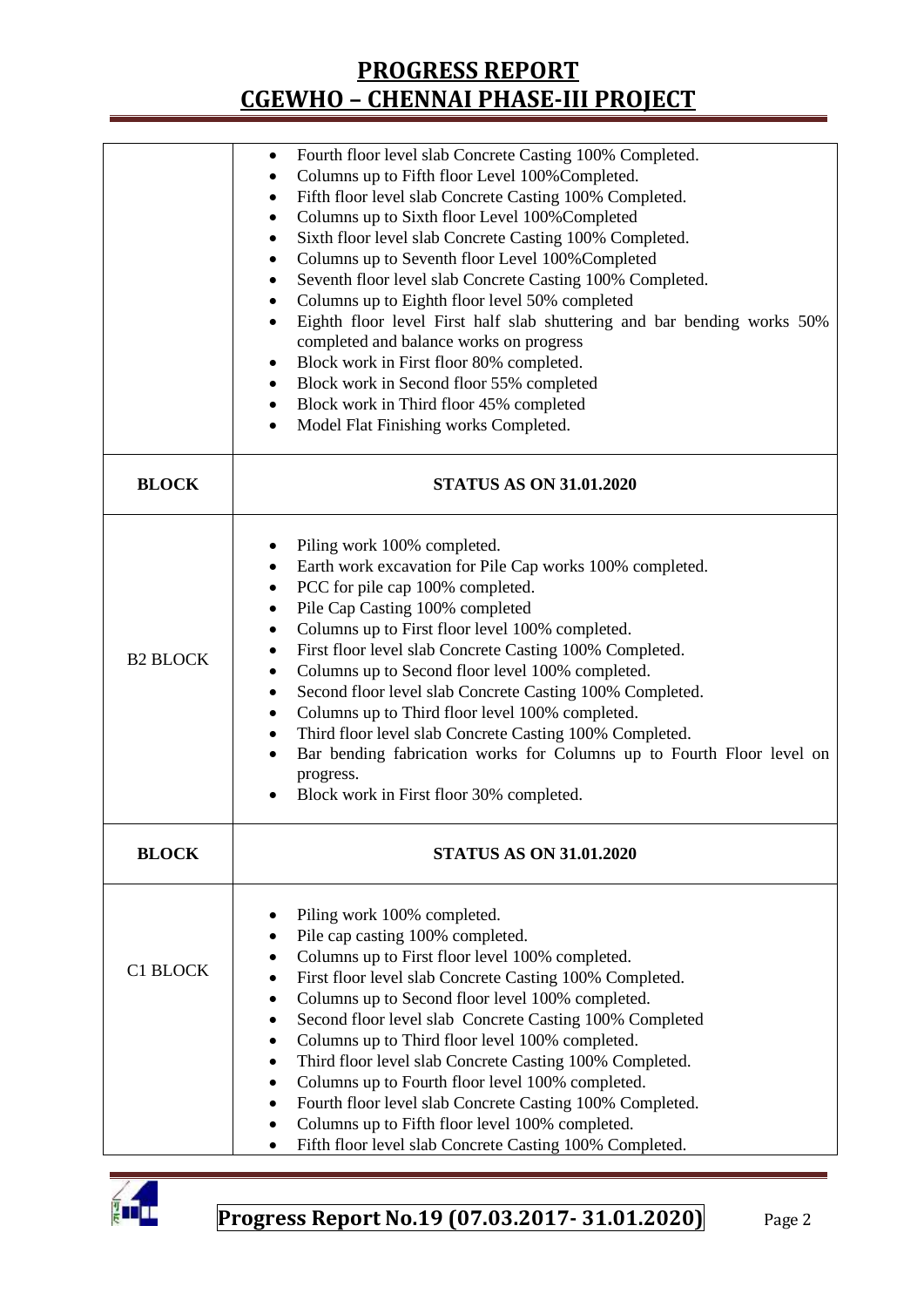| | |
|---|---|
| | • Fourth floor level slab Concrete Casting 100% Completed.<br>• Columns up to Fifth floor Level 100%Completed.<br>• Fifth floor level slab Concrete Casting 100% Completed.<br>• Columns up to Sixth floor Level 100%Completed<br>• Sixth floor level slab Concrete Casting 100% Completed.<br>• Columns up to Seventh floor Level 100%Completed<br>• Seventh floor level slab Concrete Casting 100% Completed.<br>• Columns up to Eighth floor level 50% completed<br>• Eighth floor level First half slab shuttering and bar bending works 50% completed and balance works on progress<br>• Block work in First floor 80% completed.<br>• Block work in Second floor 55% completed<br>• Block work in Third floor 45% completed<br>• Model Flat Finishing works Completed. |
| **BLOCK** | **STATUS AS ON 31.01.2020** |
| B2 BLOCK | • Piling work 100% completed.<br>• Earth work excavation for Pile Cap works 100% completed.<br>• PCC for pile cap 100% completed.<br>• Pile Cap Casting 100% completed<br>• Columns up to First floor level 100% completed.<br>• First floor level slab Concrete Casting 100% Completed.<br>• Columns up to Second floor level 100% completed.<br>• Second floor level slab Concrete Casting 100% Completed.<br>• Columns up to Third floor level 100% completed.<br>• Third floor level slab Concrete Casting 100% Completed.<br>• Bar bending fabrication works for Columns up to Fourth Floor level on progress.<br>• Block work in First floor 30% completed. |
| **BLOCK** | **STATUS AS ON 31.01.2020** |
| C1 BLOCK | • Piling work 100% completed.<br>• Pile cap casting 100% completed.<br>• Columns up to First floor level 100% completed.<br>• First floor level slab Concrete Casting 100% Completed.<br>• Columns up to Second floor level 100% completed.<br>• Second floor level slab Concrete Casting 100% Completed<br>• Columns up to Third floor level 100% completed.<br>• Third floor level slab Concrete Casting 100% Completed.<br>• Columns up to Fourth floor level 100% completed.<br>• Fourth floor level slab Concrete Casting 100% Completed.<br>• Columns up to Fifth floor level 100% completed.<br>• Fifth floor level slab Concrete Casting 100% Completed. |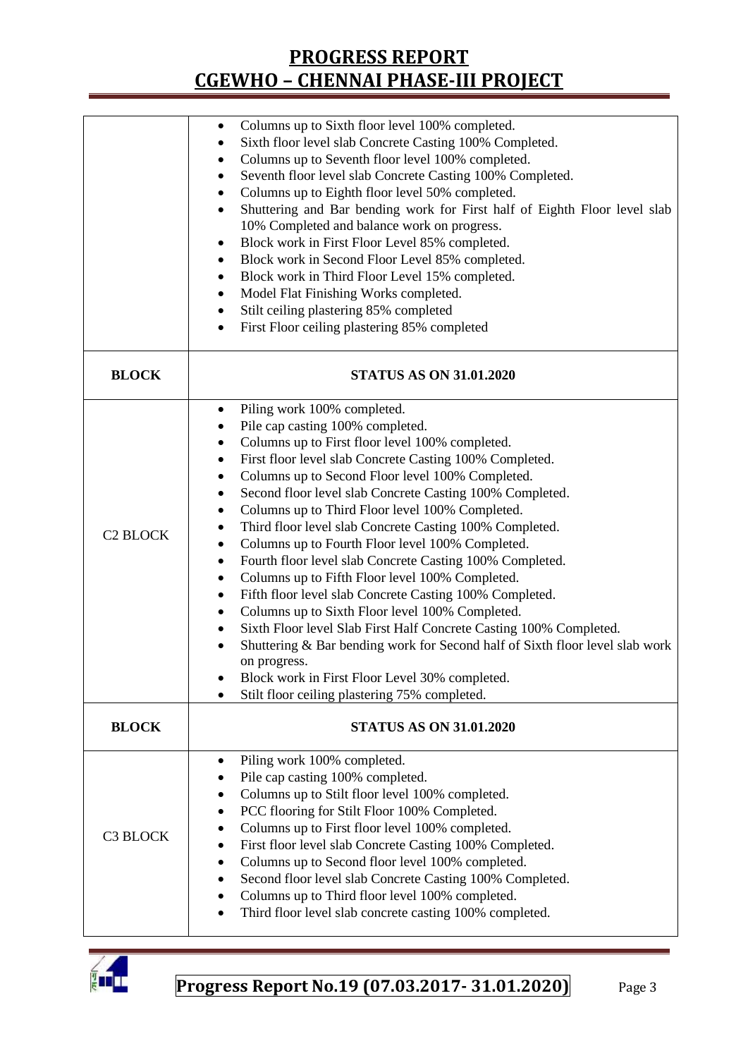| | |
|---|---|
| | • Columns up to Sixth floor level 100% completed.<br>• Sixth floor level slab Concrete Casting 100% Completed.<br>• Columns up to Seventh floor level 100% completed.<br>• Seventh floor level slab Concrete Casting 100% Completed.<br>• Columns up to Eighth floor level 50% completed.<br>• Shuttering and Bar bending work for First half of Eighth Floor level slab 10% Completed and balance work on progress.<br>• Block work in First Floor Level 85% completed.<br>• Block work in Second Floor Level 85% completed.<br>• Block work in Third Floor Level 15% completed.<br>• Model Flat Finishing Works completed.<br>• Stilt ceiling plastering 85% completed<br>• First Floor ceiling plastering 85% completed |
| **BLOCK** | **STATUS AS ON 31.01.2020** |
| C2 BLOCK | • Piling work 100% completed.<br>• Pile cap casting 100% completed.<br>• Columns up to First floor level 100% completed.<br>• First floor level slab Concrete Casting 100% Completed.<br>• Columns up to Second Floor level 100% Completed.<br>• Second floor level slab Concrete Casting 100% Completed.<br>• Columns up to Third Floor level 100% Completed.<br>• Third floor level slab Concrete Casting 100% Completed.<br>• Columns up to Fourth Floor level 100% Completed.<br>• Fourth floor level slab Concrete Casting 100% Completed.<br>• Columns up to Fifth Floor level 100% Completed.<br>• Fifth floor level slab Concrete Casting 100% Completed.<br>• Columns up to Sixth Floor level 100% Completed.<br>• Sixth Floor level Slab First Half Concrete Casting 100% Completed.<br>• Shuttering & Bar bending work for Second half of Sixth floor level slab work on progress.<br>• Block work in First Floor Level 30% completed.<br>• Stilt floor ceiling plastering 75% completed. |
| **BLOCK** | **STATUS AS ON 31.01.2020** |
| C3 BLOCK | • Piling work 100% completed.<br>• Pile cap casting 100% completed.<br>• Columns up to Stilt floor level 100% completed.<br>• PCC flooring for Stilt Floor 100% Completed.<br>• Columns up to First floor level 100% completed.<br>• First floor level slab Concrete Casting 100% Completed.<br>• Columns up to Second floor level 100% completed.<br>• Second floor level slab Concrete Casting 100% Completed.<br>• Columns up to Third floor level 100% completed.<br>• Third floor level slab concrete casting 100% completed. |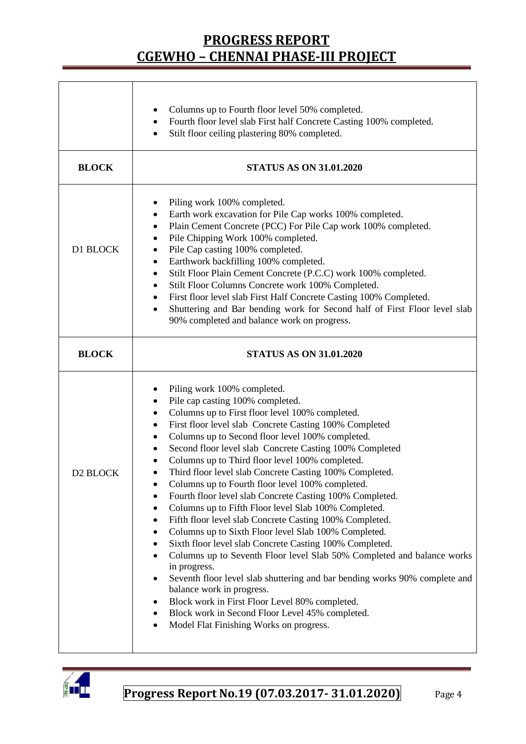| | |
|---|---|
| | • Columns up to Fourth floor level 50% completed.<br>• Fourth floor level slab First half Concrete Casting 100% completed.<br>• Stilt floor ceiling plastering 80% completed. |
| **BLOCK** | **STATUS AS ON 31.01.2020** |
| D1 BLOCK | • Piling work 100% completed.<br>• Earth work excavation for Pile Cap works 100% completed.<br>• Plain Cement Concrete (PCC) For Pile Cap work 100% completed.<br>• Pile Chipping Work 100% completed.<br>• Pile Cap casting 100% completed.<br>• Earthwork backfilling 100% completed.<br>• Stilt Floor Plain Cement Concrete (P.C.C) work 100% completed.<br>• Stilt Floor Columns Concrete work 100% Completed.<br>• First floor level slab First Half Concrete Casting 100% Completed.<br>• Shuttering and Bar bending work for Second half of First Floor level slab 90% completed and balance work on progress. |
| **BLOCK** | **STATUS AS ON 31.01.2020** |
| D2 BLOCK | • Piling work 100% completed.<br>• Pile cap casting 100% completed.<br>• Columns up to First floor level 100% completed.<br>• First floor level slab Concrete Casting 100% Completed<br>• Columns up to Second floor level 100% completed.<br>• Second floor level slab Concrete Casting 100% Completed<br>• Columns up to Third floor level 100% completed.<br>• Third floor level slab Concrete Casting 100% Completed.<br>• Columns up to Fourth floor level 100% completed.<br>• Fourth floor level slab Concrete Casting 100% Completed.<br>• Columns up to Fifth Floor level Slab 100% Completed.<br>• Fifth floor level slab Concrete Casting 100% Completed.<br>• Columns up to Sixth Floor level Slab 100% Completed.<br>• Sixth floor level slab Concrete Casting 100% Completed.<br>• Columns up to Seventh Floor level Slab 50% Completed and balance works in progress.<br>• Seventh floor level slab shuttering and bar bending works 90% complete and balance work in progress.<br>• Block work in First Floor Level 80% completed.<br>• Block work in Second Floor Level 45% completed.<br>• Model Flat Finishing Works on progress. |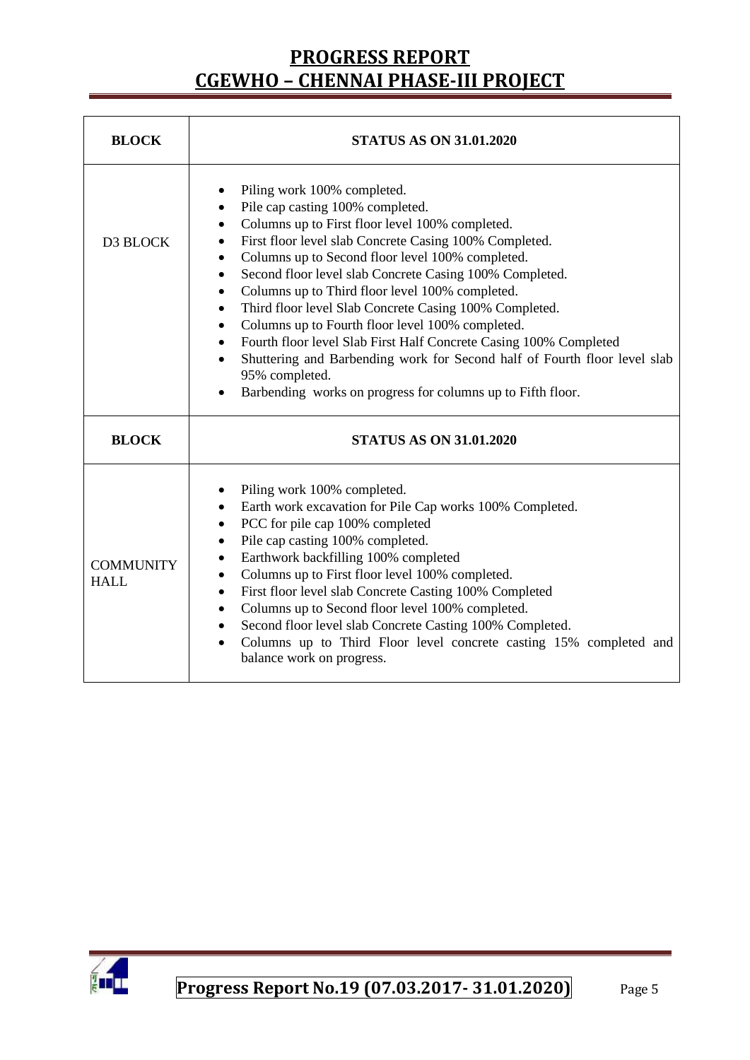| BLOCK | STATUS AS ON 31.01.2020 |
|---|---|
| D3 BLOCK | • Piling work 100% completed.<br>• Pile cap casting 100% completed.<br>• Columns up to First floor level 100% completed.<br>• First floor level slab Concrete Casing 100% Completed.<br>• Columns up to Second floor level 100% completed.<br>• Second floor level slab Concrete Casing 100% Completed.<br>• Columns up to Third floor level 100% completed.<br>• Third floor level Slab Concrete Casing 100% Completed.<br>• Columns up to Fourth floor level 100% completed.<br>• Fourth floor level Slab First Half Concrete Casing 100% Completed<br>• Shuttering and Barbending work for Second half of Fourth floor level slab 95% completed.<br>• Barbending works on progress for columns up to Fifth floor. |

| BLOCK | STATUS AS ON 31.01.2020 |
|---|---|
| COMMUNITY HALL | • Piling work 100% completed.<br>• Earth work excavation for Pile Cap works 100% Completed.<br>• PCC for pile cap 100% completed<br>• Pile cap casting 100% completed.<br>• Earthwork backfilling 100% completed<br>• Columns up to First floor level 100% completed.<br>• First floor level slab Concrete Casting 100% Completed<br>• Columns up to Second floor level 100% completed.<br>• Second floor level slab Concrete Casting 100% Completed.<br>• Columns up to Third Floor level concrete casting 15% completed and balance work on progress. |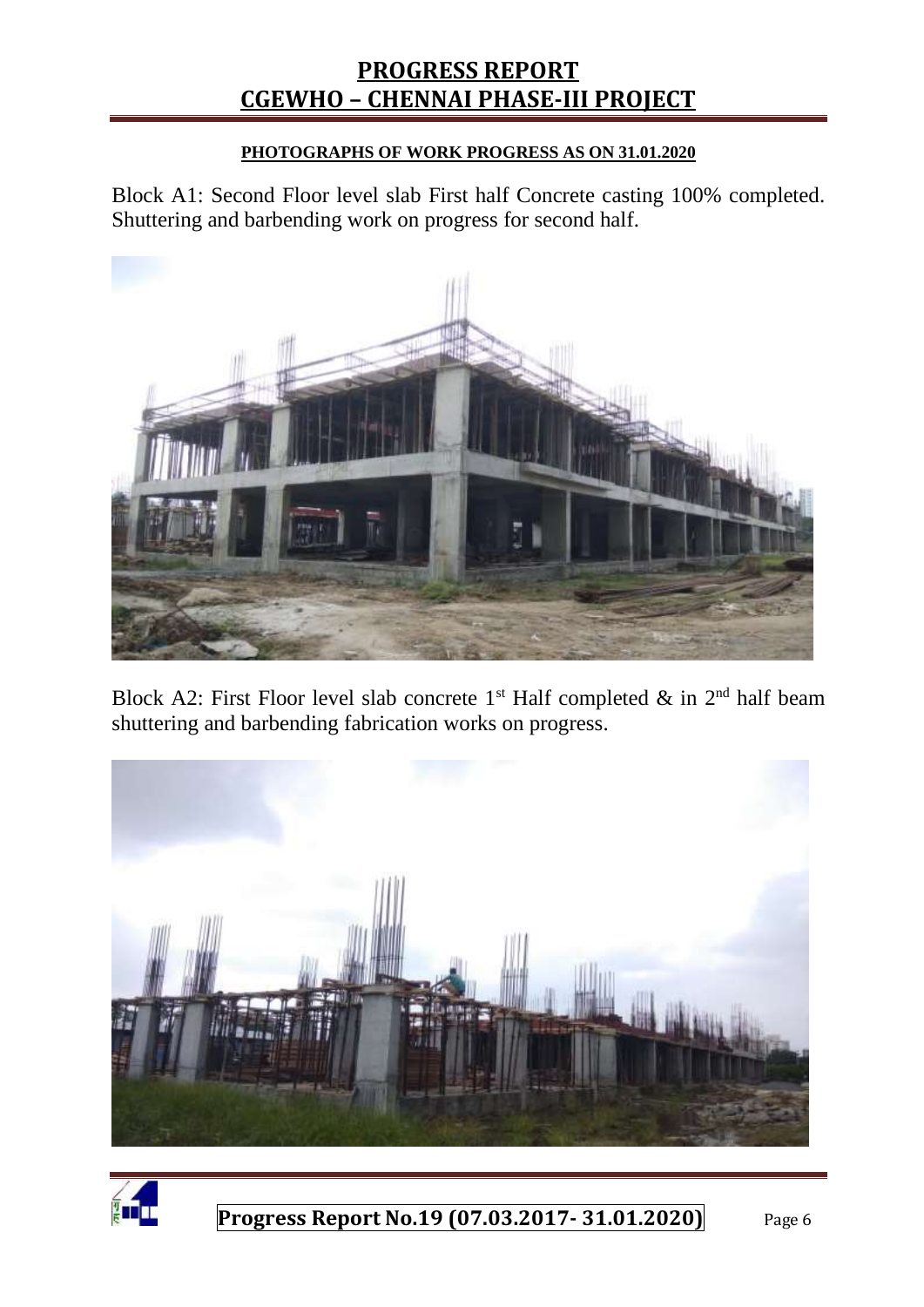**PHOTOGRAPHS OF WORK PROGRESS AS ON 31.01.2020**

Block A1: Second Floor level slab First half Concrete casting 100% completed. Shuttering and barbending work on progress for second half.

Block A2: First Floor level slab concrete 1st Half completed & in 2nd half beam shuttering and barbending fabrication works on progress.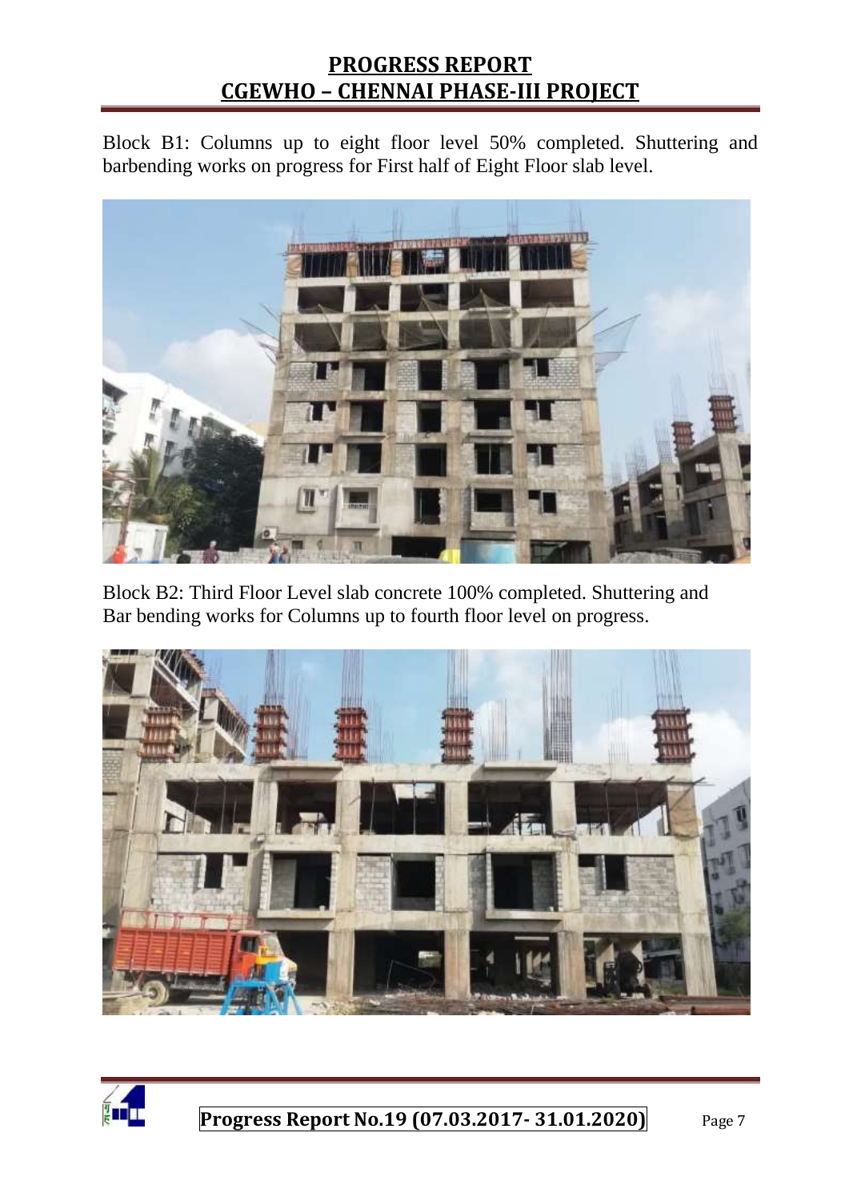Block B1: Columns up to eight floor level 50% completed. Shuttering and barbending works on progress for First half of Eight Floor slab level.

Block B2: Third Floor Level slab concrete 100% completed. Shuttering and Bar bending works for Columns up to fourth floor level on progress.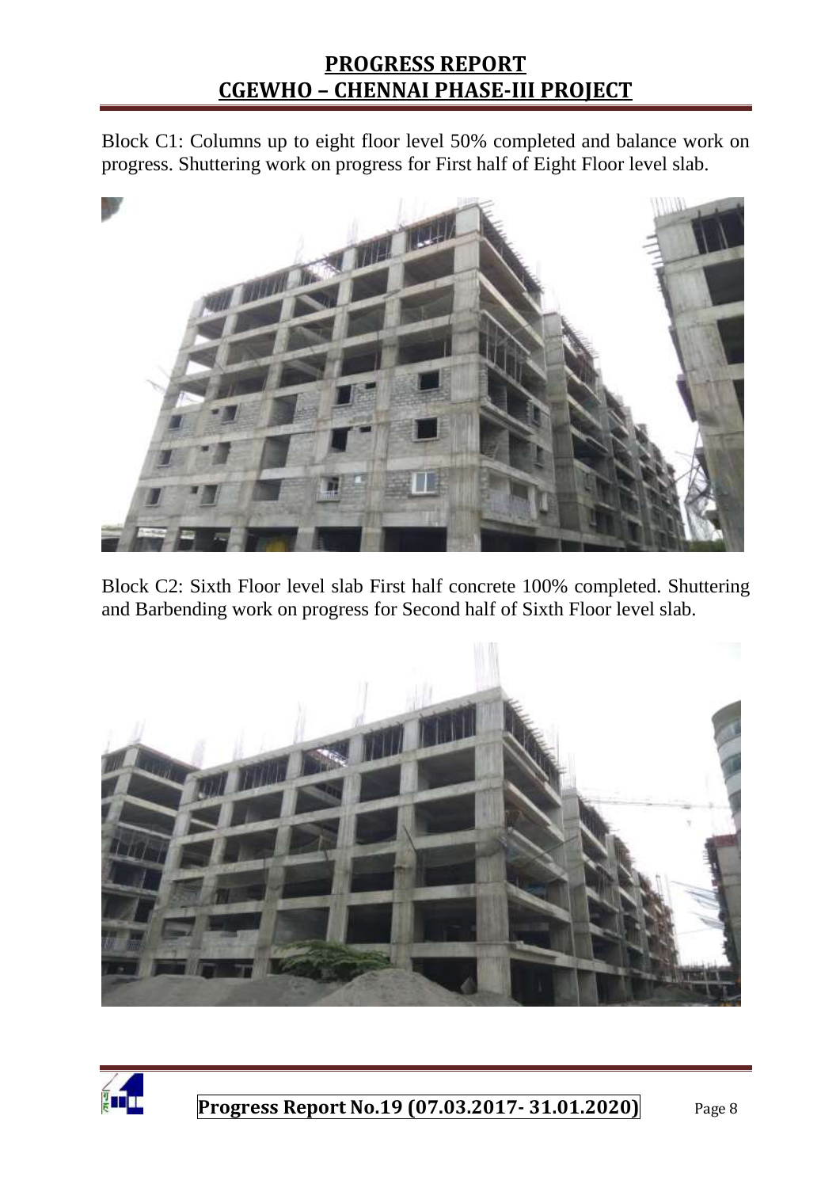Block C1: Columns up to eight floor level 50% completed and balance work on progress. Shuttering work on progress for First half of Eight Floor level slab.

Block C2: Sixth Floor level slab First half concrete 100% completed. Shuttering and Barbending work on progress for Second half of Sixth Floor level slab.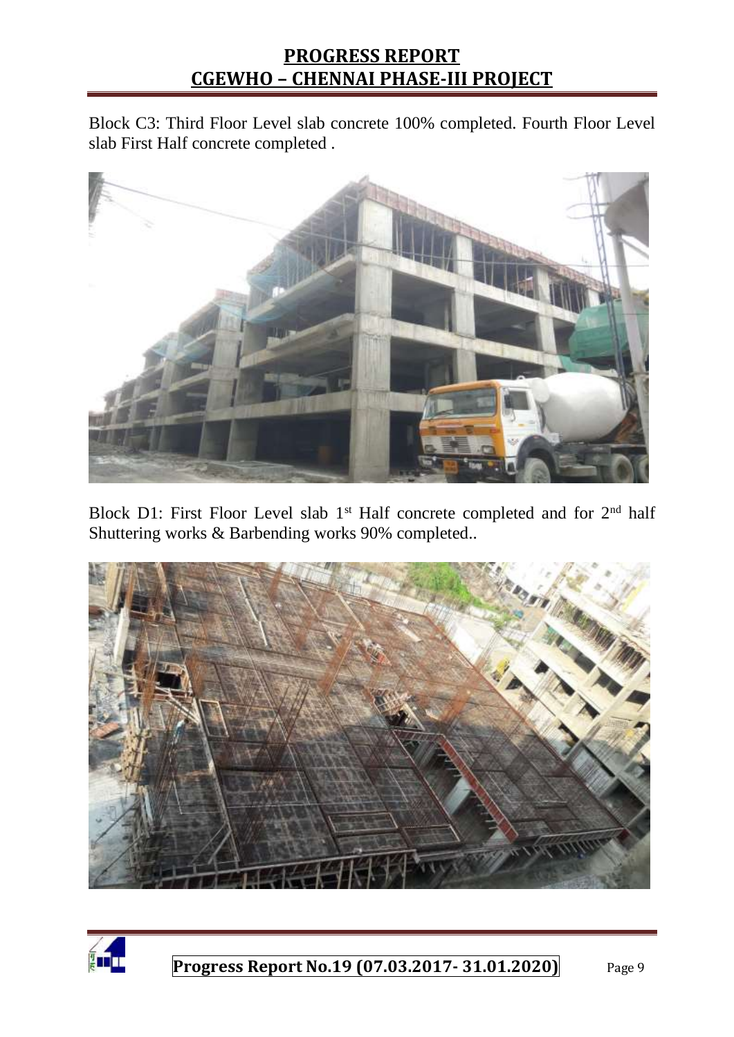Block C3: Third Floor Level slab concrete 100% completed. Fourth Floor Level slab First Half concrete completed .

Block D1: First Floor Level slab 1st Half concrete completed and for 2nd half Shuttering works & Barbending works 90% completed..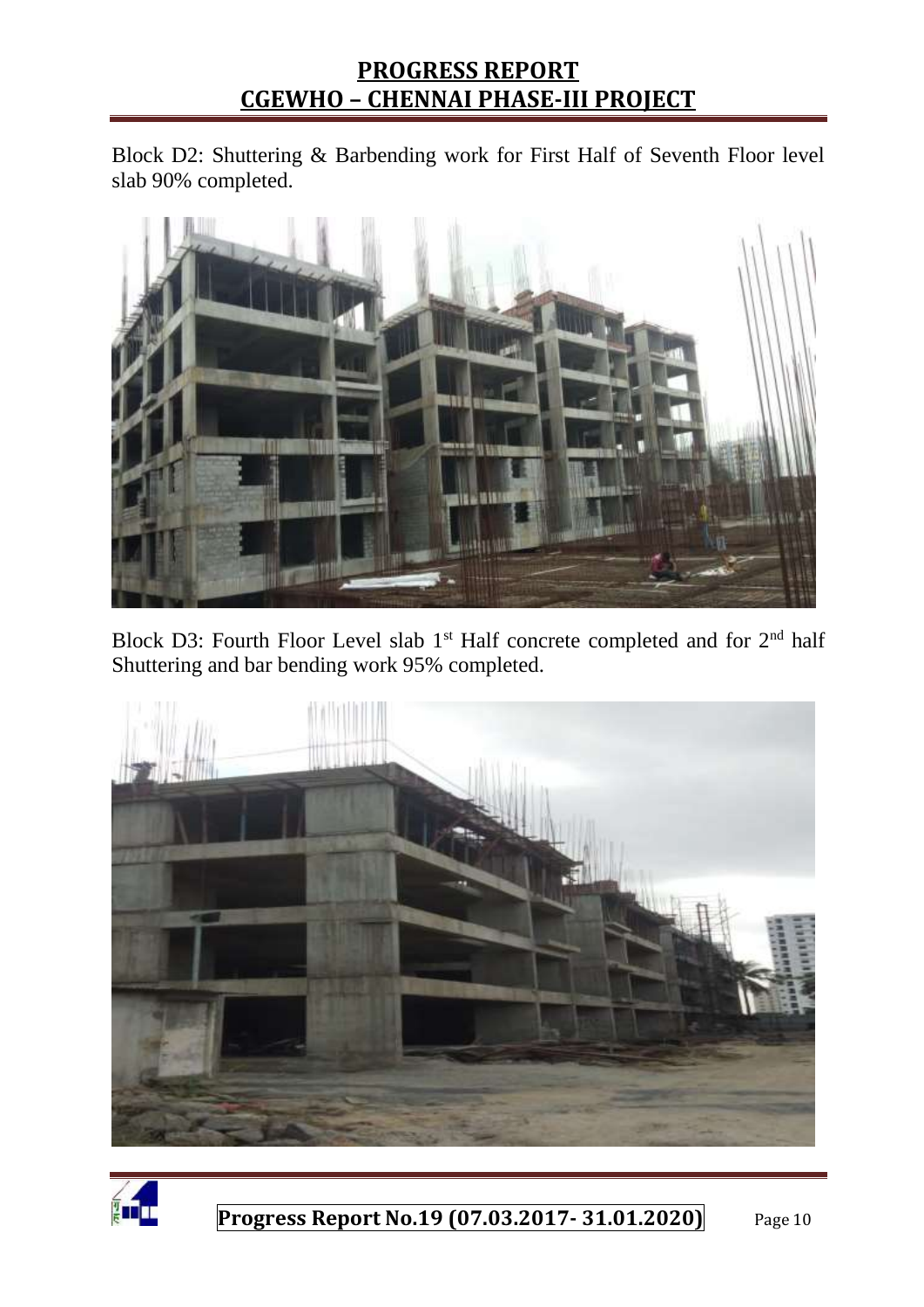Block D2: Shuttering & Barbending work for First Half of Seventh Floor level slab 90% completed.

Block D3: Fourth Floor Level slab 1st Half concrete completed and for 2nd half Shuttering and bar bending work 95% completed.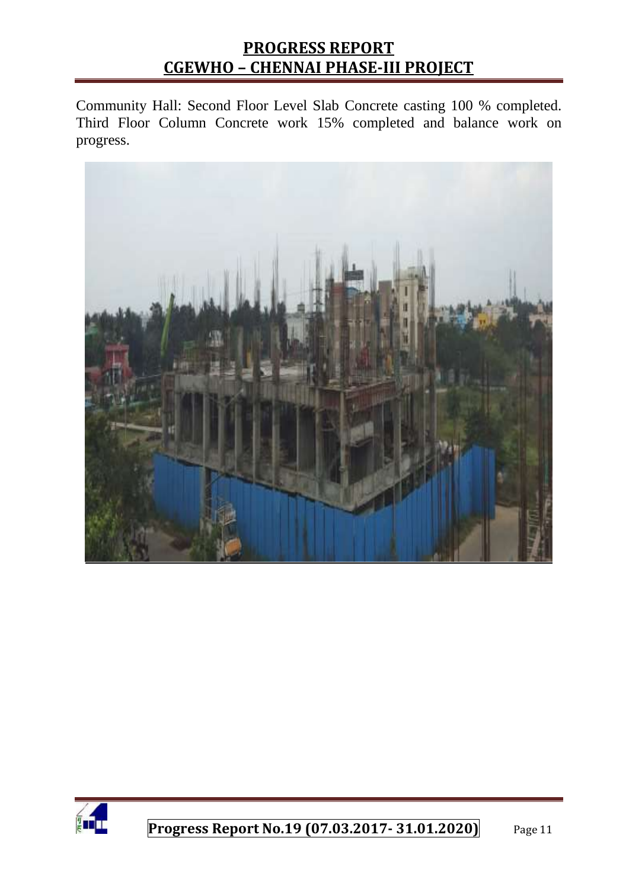Community Hall: Second Floor Level Slab Concrete casting 100 % completed. Third Floor Column Concrete work 15% completed and balance work on progress.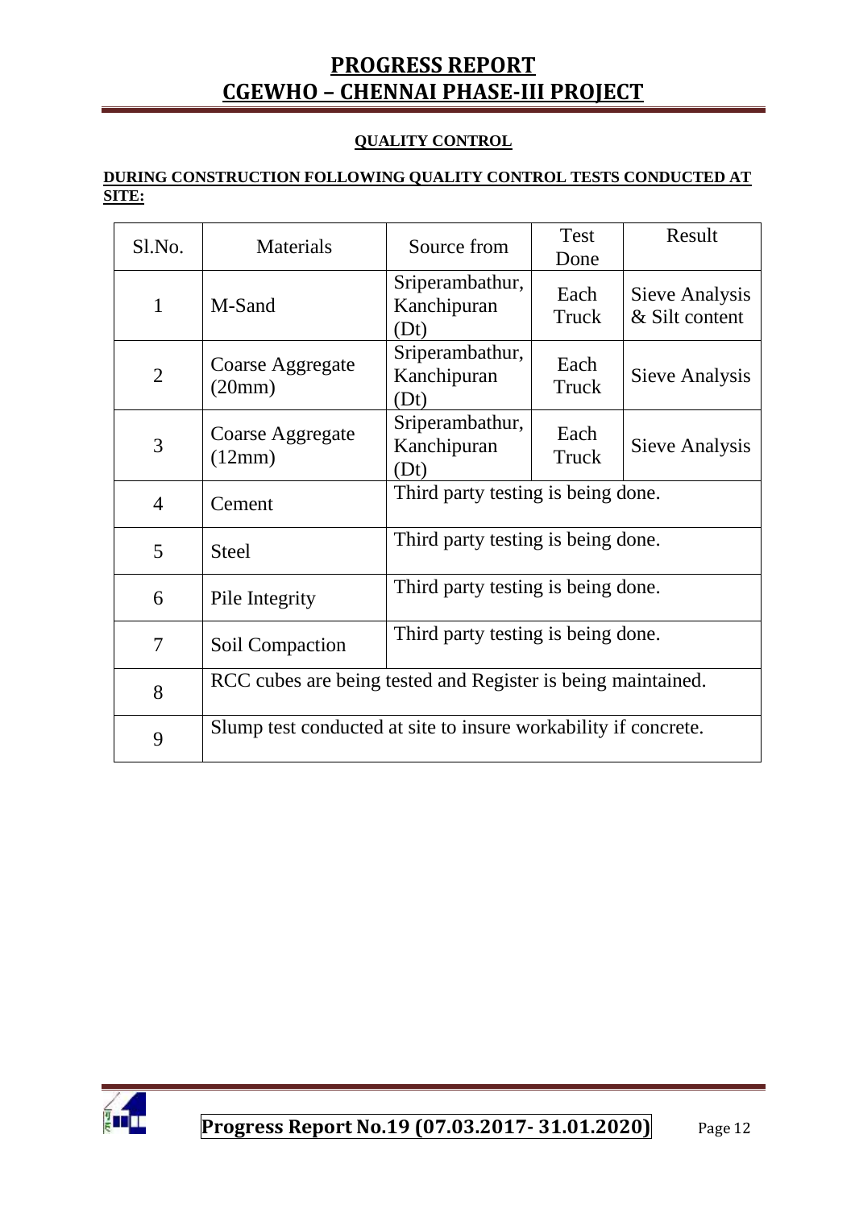# PROGRESS REPORT
# CGEWHO – CHENNAI PHASE-III PROJECT

## QUALITY CONTROL

**DURING CONSTRUCTION FOLLOWING QUALITY CONTROL TESTS CONDUCTED AT SITE:**

| Sl.No. | Materials | Source from | Test Done | Result |
|---|---|---|---|---|
| 1 | M-Sand | Sriperambathur, Kanchipuran (Dt) | Each Truck | Sieve Analysis & Silt content |
| 2 | Coarse Aggregate (20mm) | Sriperambathur, Kanchipuran (Dt) | Each Truck | Sieve Analysis |
| 3 | Coarse Aggregate (12mm) | Sriperambathur, Kanchipuran (Dt) | Each Truck | Sieve Analysis |
| 4 | Cement | Third party testing is being done. | | |
| 5 | Steel | Third party testing is being done. | | |
| 6 | Pile Integrity | Third party testing is being done. | | |
| 7 | Soil Compaction | Third party testing is being done. | | |
| 8 | RCC cubes are being tested and Register is being maintained. | | | |
| 9 | Slump test conducted at site to insure workability if concrete. | | | |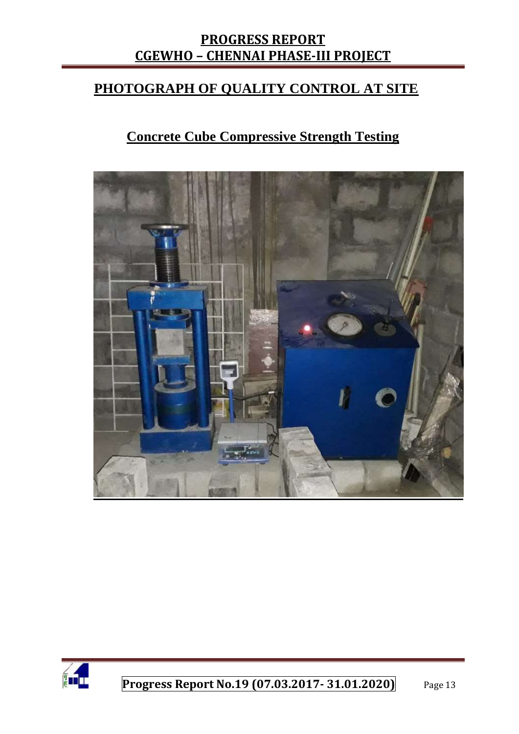## PHOTOGRAPH OF QUALITY CONTROL AT SITE

### Concrete Cube Compressive Strength Testing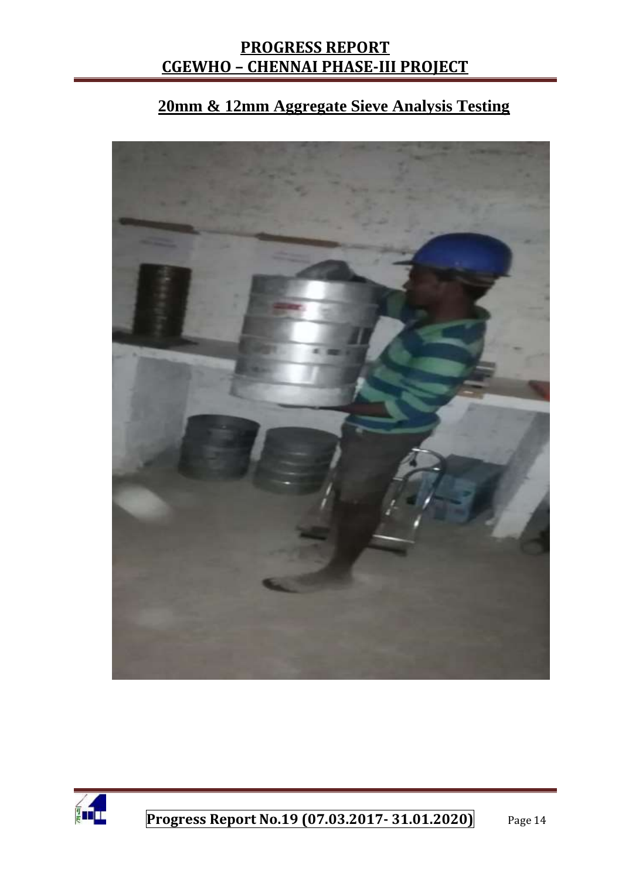## 20mm & 12mm Aggregate Sieve Analysis Testing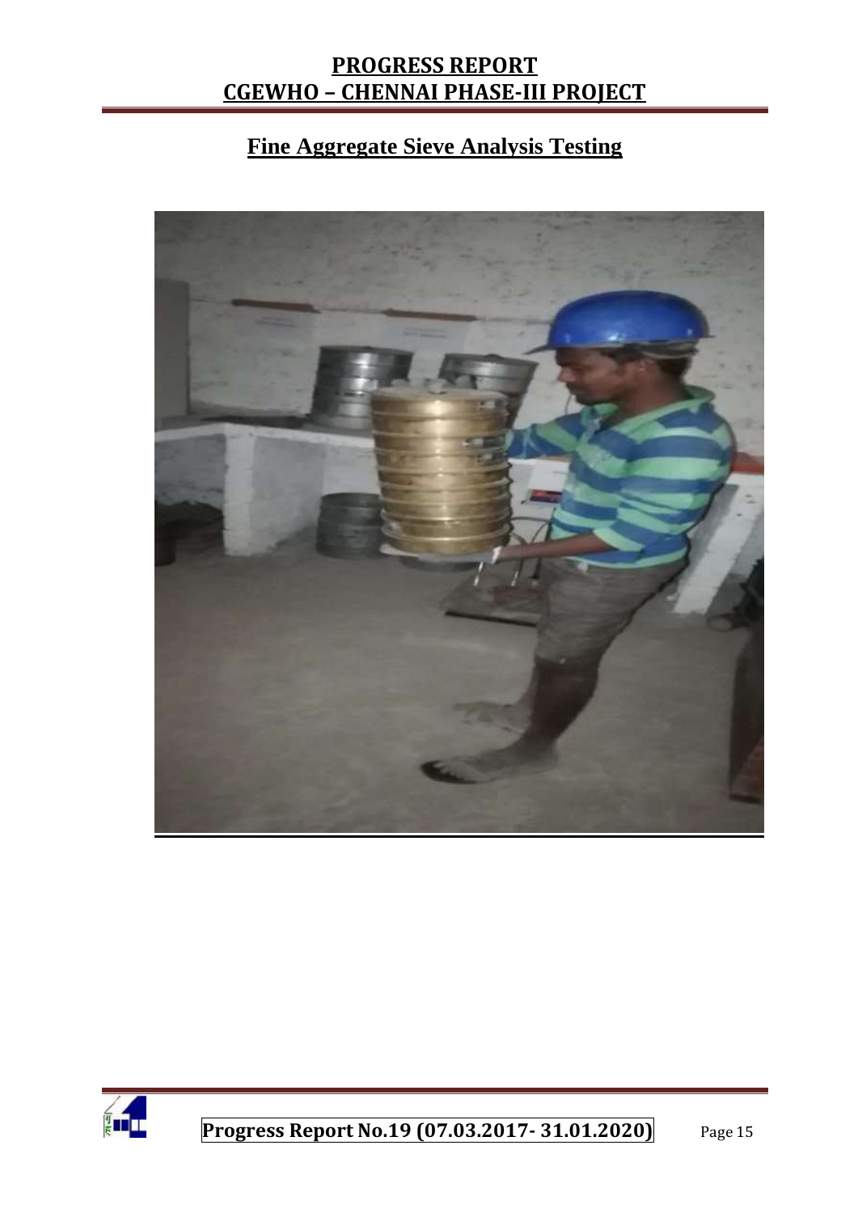## Fine Aggregate Sieve Analysis Testing